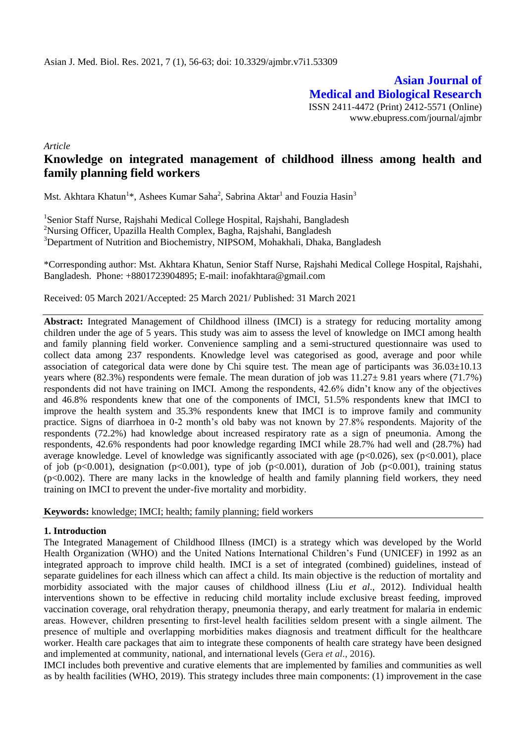**Asian Journal of Medical and Biological Research**

ISSN 2411-4472 (Print) 2412-5571 (Online)
www.ebupress.com/journal/ajmbr

*Article*

# Knowledge on integrated management of childhood illness among health and family planning field workers

Mst. Akhtara Khatun[1]*, Ashees Kumar Saha[2], Sabrina Aktar[1] and Fouzia Hasin[3]

[1]Senior Staff Nurse, Rajshahi Medical College Hospital, Rajshahi, Bangladesh
[2]Nursing Officer, Upazilla Health Complex, Bagha, Rajshahi, Bangladesh
[3]Department of Nutrition and Biochemistry, NIPSOM, Mohakhali, Dhaka, Bangladesh

*Corresponding author: Mst. Akhtara Khatun, Senior Staff Nurse, Rajshahi Medical College Hospital, Rajshahi, Bangladesh. Phone: +8801723904895; E-mail: inofakhtara@gmail.com

Received: 05 March 2021/Accepted: 25 March 2021/ Published: 31 March 2021

**Abstract:** Integrated Management of Childhood illness (IMCI) is a strategy for reducing mortality among children under the age of 5 years. This study was aim to assess the level of knowledge on IMCI among health and family planning field worker. Convenience sampling and a semi-structured questionnaire was used to collect data among 237 respondents. Knowledge level was categorised as good, average and poor while association of categorical data were done by Chi squire test. The mean age of participants was 36.03±10.13 years where (82.3%) respondents were female. The mean duration of job was 11.27± 9.81 years where (71.7%) respondents did not have training on IMCI. Among the respondents, 42.6% didn't know any of the objectives and 46.8% respondents knew that one of the components of IMCI, 51.5% respondents knew that IMCI to improve the health system and 35.3% respondents knew that IMCI is to improve family and community practice. Signs of diarrhoea in 0-2 month's old baby was not known by 27.8% respondents. Majority of the respondents (72.2%) had knowledge about increased respiratory rate as a sign of pneumonia. Among the respondents, 42.6% respondents had poor knowledge regarding IMCI while 28.7% had well and (28.7%) had average knowledge. Level of knowledge was significantly associated with age ($p<0.026$), sex ($p<0.001$), place of job ($p<0.001$), designation ($p<0.001$), type of job ($p<0.001$), duration of Job ($p<0.001$), training status ($p<0.002$). There are many lacks in the knowledge of health and family planning field workers, they need training on IMCI to prevent the under-five mortality and morbidity.

**Keywords:** knowledge; IMCI; health; family planning; field workers

## 1. Introduction

The Integrated Management of Childhood Illness (IMCI) is a strategy which was developed by the World Health Organization (WHO) and the United Nations International Children's Fund (UNICEF) in 1992 as an integrated approach to improve child health. IMCI is a set of integrated (combined) guidelines, instead of separate guidelines for each illness which can affect a child. Its main objective is the reduction of mortality and morbidity associated with the major causes of childhood illness (Liu *et al*., 2012). Individual health interventions shown to be effective in reducing child mortality include exclusive breast feeding, improved vaccination coverage, oral rehydration therapy, pneumonia therapy, and early treatment for malaria in endemic areas. However, children presenting to first-level health facilities seldom present with a single ailment. The presence of multiple and overlapping morbidities makes diagnosis and treatment difficult for the healthcare worker. Health care packages that aim to integrate these components of health care strategy have been designed and implemented at community, national, and international levels (Gera *et al*., 2016).

IMCI includes both preventive and curative elements that are implemented by families and communities as well as by health facilities (WHO, 2019). This strategy includes three main components: (1) improvement in the case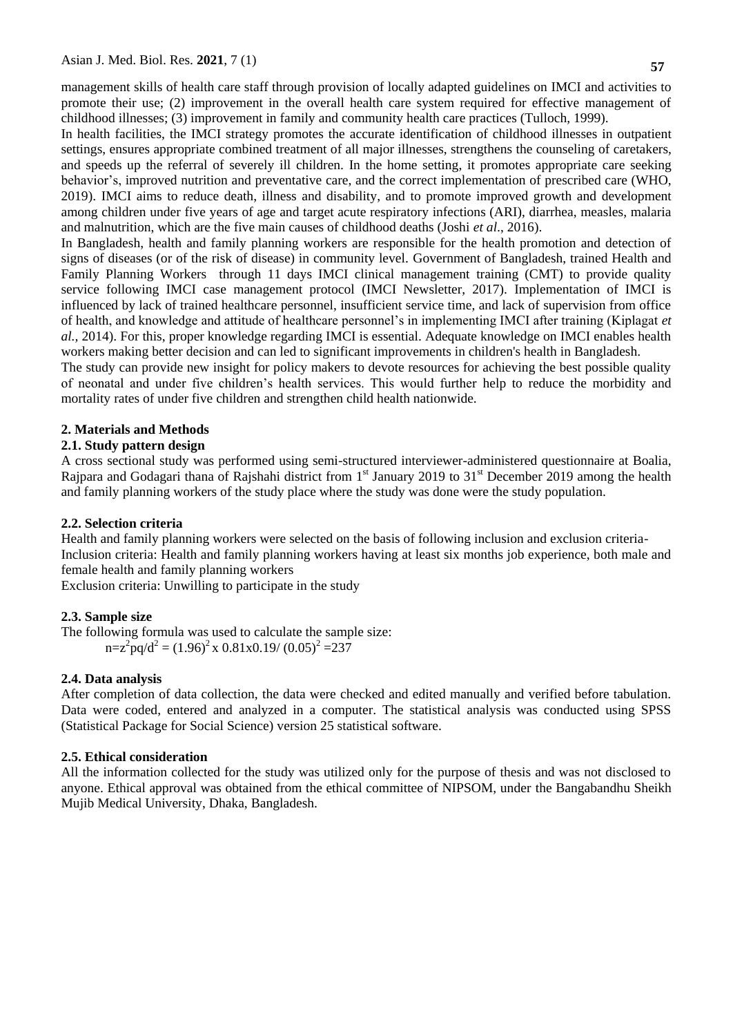management skills of health care staff through provision of locally adapted guidelines on IMCI and activities to promote their use; (2) improvement in the overall health care system required for effective management of childhood illnesses; (3) improvement in family and community health care practices (Tulloch, 1999).

In health facilities, the IMCI strategy promotes the accurate identification of childhood illnesses in outpatient settings, ensures appropriate combined treatment of all major illnesses, strengthens the counseling of caretakers, and speeds up the referral of severely ill children. In the home setting, it promotes appropriate care seeking behavior's, improved nutrition and preventative care, and the correct implementation of prescribed care (WHO, 2019). IMCI aims to reduce death, illness and disability, and to promote improved growth and development among children under five years of age and target acute respiratory infections (ARI), diarrhea, measles, malaria and malnutrition, which are the five main causes of childhood deaths (Joshi *et al*., 2016).

In Bangladesh, health and family planning workers are responsible for the health promotion and detection of signs of diseases (or of the risk of disease) in community level. Government of Bangladesh, trained Health and Family Planning Workers through 11 days IMCI clinical management training (CMT) to provide quality service following IMCI case management protocol (IMCI Newsletter, 2017). Implementation of IMCI is influenced by lack of trained healthcare personnel, insufficient service time, and lack of supervision from office of health, and knowledge and attitude of healthcare personnel's in implementing IMCI after training (Kiplagat *et al.,* 2014). For this, proper knowledge regarding IMCI is essential. Adequate knowledge on IMCI enables health workers making better decision and can led to significant improvements in children's health in Bangladesh.

The study can provide new insight for policy makers to devote resources for achieving the best possible quality of neonatal and under five children's health services. This would further help to reduce the morbidity and mortality rates of under five children and strengthen child health nationwide.

## 2. Materials and Methods

### 2.1. Study pattern design

A cross sectional study was performed using semi-structured interviewer-administered questionnaire at Boalia, Rajpara and Godagari thana of Rajshahi district from 1st January 2019 to 31st December 2019 among the health and family planning workers of the study place where the study was done were the study population.

### 2.2. Selection criteria

Health and family planning workers were selected on the basis of following inclusion and exclusion criteria-

Inclusion criteria: Health and family planning workers having at least six months job experience, both male and female health and family planning workers

Exclusion criteria: Unwilling to participate in the study

### 2.3. Sample size

The following formula was used to calculate the sample size:

$$n=z^2pq/d^2 = (1.96)^2 \text{ x } 0.81\text{x}0.19/ (0.05)^2 =237$$

### 2.4. Data analysis

After completion of data collection, the data were checked and edited manually and verified before tabulation. Data were coded, entered and analyzed in a computer. The statistical analysis was conducted using SPSS (Statistical Package for Social Science) version 25 statistical software.

### 2.5. Ethical consideration

All the information collected for the study was utilized only for the purpose of thesis and was not disclosed to anyone. Ethical approval was obtained from the ethical committee of NIPSOM, under the Bangabandhu Sheikh Mujib Medical University, Dhaka, Bangladesh.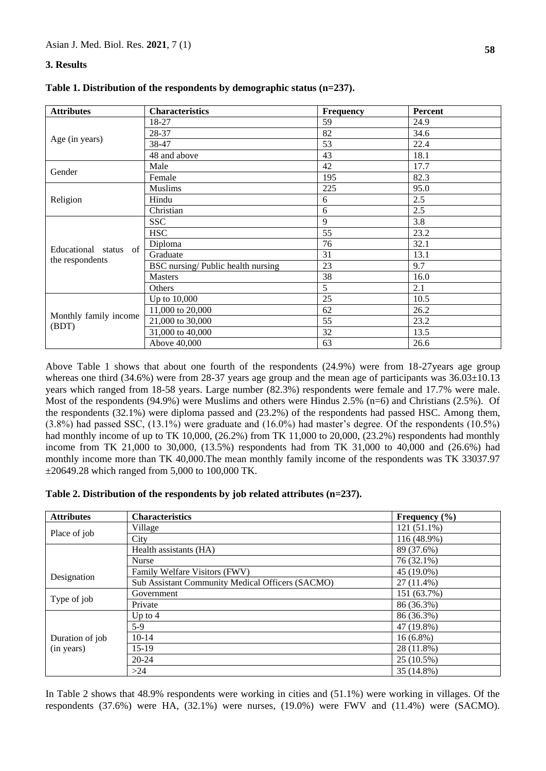## 3. Results

**Table 1. Distribution of the respondents by demographic status (n=237).**

| Attributes | Characteristics | Frequency | Percent |
|---|---|---|---|
| Age (in years) | 18-27 | 59 | 24.9 |
| | 28-37 | 82 | 34.6 |
| | 38-47 | 53 | 22.4 |
| | 48 and above | 43 | 18.1 |
| Gender | Male | 42 | 17.7 |
| | Female | 195 | 82.3 |
| Religion | Muslims | 225 | 95.0 |
| | Hindu | 6 | 2.5 |
| | Christian | 6 | 2.5 |
| Educational status of the respondents | SSC | 9 | 3.8 |
| | HSC | 55 | 23.2 |
| | Diploma | 76 | 32.1 |
| | Graduate | 31 | 13.1 |
| | BSC nursing/ Public health nursing | 23 | 9.7 |
| | Masters | 38 | 16.0 |
| | Others | 5 | 2.1 |
| Monthly family income (BDT) | Up to 10,000 | 25 | 10.5 |
| | 11,000 to 20,000 | 62 | 26.2 |
| | 21,000 to 30,000 | 55 | 23.2 |
| | 31,000 to 40,000 | 32 | 13.5 |
| | Above 40,000 | 63 | 26.6 |

Above Table 1 shows that about one fourth of the respondents (24.9%) were from 18-27years age group whereas one third (34.6%) were from 28-37 years age group and the mean age of participants was 36.03±10.13 years which ranged from 18-58 years. Large number (82.3%) respondents were female and 17.7% were male. Most of the respondents (94.9%) were Muslims and others were Hindus 2.5% (n=6) and Christians (2.5%). Of the respondents (32.1%) were diploma passed and (23.2%) of the respondents had passed HSC. Among them, (3.8%) had passed SSC, (13.1%) were graduate and (16.0%) had master's degree. Of the respondents (10.5%) had monthly income of up to TK 10,000, (26.2%) from TK 11,000 to 20,000, (23.2%) respondents had monthly income from TK 21,000 to 30,000, (13.5%) respondents had from TK 31,000 to 40,000 and (26.6%) had monthly income more than TK 40,000.The mean monthly family income of the respondents was TK 33037.97 ±20649.28 which ranged from 5,000 to 100,000 TK.

**Table 2. Distribution of the respondents by job related attributes (n=237).**

| Attributes | Characteristics | Frequency (%) |
|---|---|---|
| Place of job | Village | 121 (51.1%) |
| | City | 116 (48.9%) |
| Designation | Health assistants (HA) | 89 (37.6%) |
| | Nurse | 76 (32.1%) |
| | Family Welfare Visitors (FWV) | 45 (19.0%) |
| | Sub Assistant Community Medical Officers (SACMO) | 27 (11.4%) |
| Type of job | Government | 151 (63.7%) |
| | Private | 86 (36.3%) |
| Duration of job (in years) | Up to 4 | 86 (36.3%) |
| | 5-9 | 47 (19.8%) |
| | 10-14 | 16 (6.8%) |
| | 15-19 | 28 (11.8%) |
| | 20-24 | 25 (10.5%) |
| | >24 | 35 (14.8%) |

In Table 2 shows that 48.9% respondents were working in cities and (51.1%) were working in villages. Of the respondents (37.6%) were HA, (32.1%) were nurses, (19.0%) were FWV and (11.4%) were (SACMO).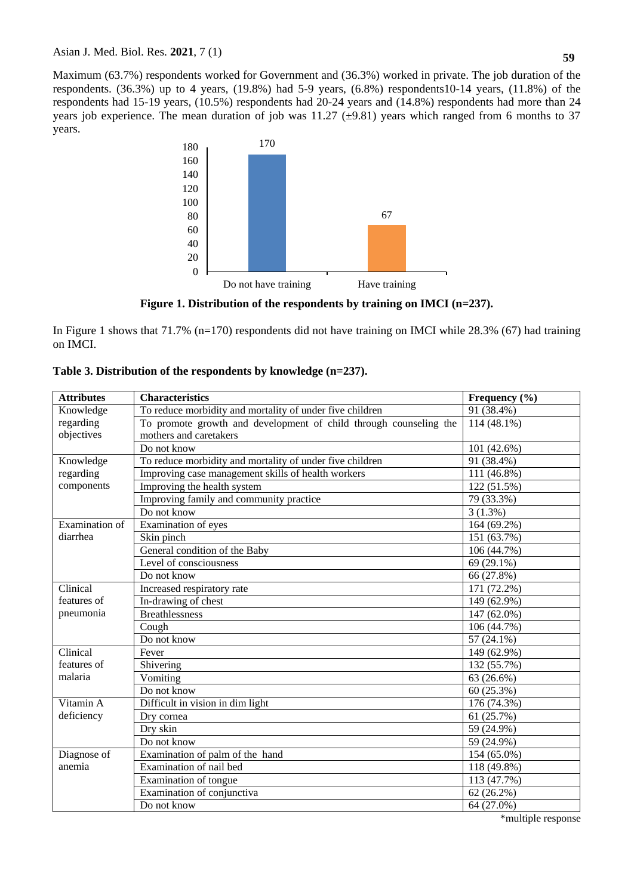Maximum (63.7%) respondents worked for Government and (36.3%) worked in private. The job duration of the respondents. (36.3%) up to 4 years, (19.8%) had 5-9 years, (6.8%) respondents10-14 years, (11.8%) of the respondents had 15-19 years, (10.5%) respondents had 20-24 years and (14.8%) respondents had more than 24 years job experience. The mean duration of job was 11.27 (±9.81) years which ranged from 6 months to 37 years.

**Figure 1. Distribution of the respondents by training on IMCI (n=237).**

In Figure 1 shows that 71.7% (n=170) respondents did not have training on IMCI while 28.3% (67) had training on IMCI.

**Table 3. Distribution of the respondents by knowledge (n=237).**

| Attributes | Characteristics | Frequency (%) |
|---|---|---|
| Knowledge regarding objectives | To reduce morbidity and mortality of under five children | 91 (38.4%) |
| | To promote growth and development of child through counseling the mothers and caretakers | 114 (48.1%) |
| | Do not know | 101 (42.6%) |
| Knowledge regarding components | To reduce morbidity and mortality of under five children | 91 (38.4%) |
| | Improving case management skills of health workers | 111 (46.8%) |
| | Improving the health system | 122 (51.5%) |
| | Improving family and community practice | 79 (33.3%) |
| | Do not know | 3 (1.3%) |
| Examination of diarrhea | Examination of eyes | 164 (69.2%) |
| | Skin pinch | 151 (63.7%) |
| | General condition of the Baby | 106 (44.7%) |
| | Level of consciousness | 69 (29.1%) |
| | Do not know | 66 (27.8%) |
| Clinical features of pneumonia | Increased respiratory rate | 171 (72.2%) |
| | In-drawing of chest | 149 (62.9%) |
| | Breathlessness | 147 (62.0%) |
| | Cough | 106 (44.7%) |
| | Do not know | 57 (24.1%) |
| Clinical features of malaria | Fever | 149 (62.9%) |
| | Shivering | 132 (55.7%) |
| | Vomiting | 63 (26.6%) |
| | Do not know | 60 (25.3%) |
| Vitamin A deficiency | Difficult in vision in dim light | 176 (74.3%) |
| | Dry cornea | 61 (25.7%) |
| | Dry skin | 59 (24.9%) |
| | Do not know | 59 (24.9%) |
| Diagnose of anemia | Examination of palm of the hand | 154 (65.0%) |
| | Examination of nail bed | 118 (49.8%) |
| | Examination of tongue | 113 (47.7%) |
| | Examination of conjunctiva | 62 (26.2%) |
| | Do not know | 64 (27.0%) |

*multiple response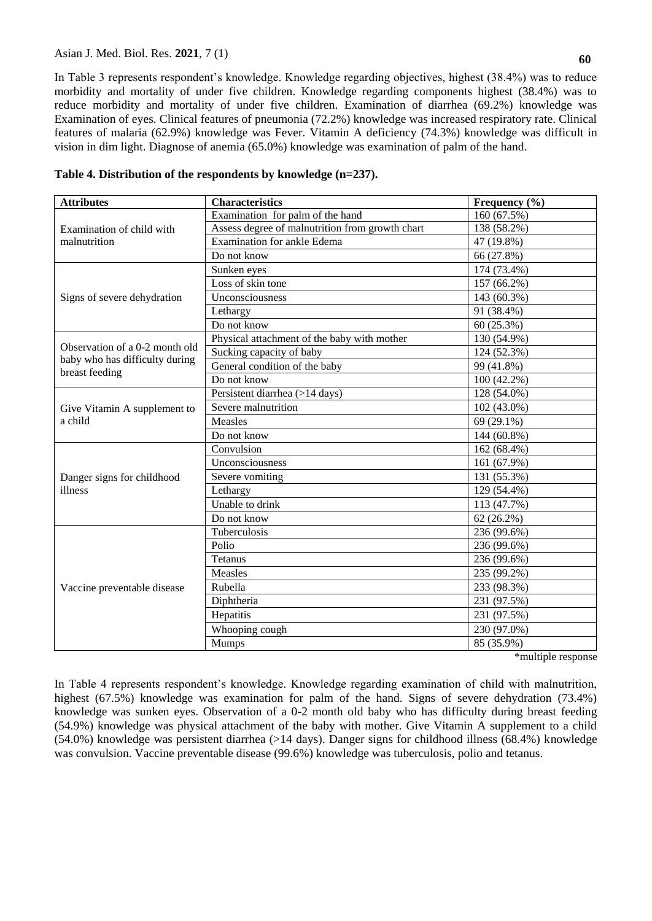In Table 3 represents respondent's knowledge. Knowledge regarding objectives, highest (38.4%) was to reduce morbidity and mortality of under five children. Knowledge regarding components highest (38.4%) was to reduce morbidity and mortality of under five children. Examination of diarrhea (69.2%) knowledge was Examination of eyes. Clinical features of pneumonia (72.2%) knowledge was increased respiratory rate. Clinical features of malaria (62.9%) knowledge was Fever. Vitamin A deficiency (74.3%) knowledge was difficult in vision in dim light. Diagnose of anemia (65.0%) knowledge was examination of palm of the hand.

**Table 4. Distribution of the respondents by knowledge (n=237).**

| Attributes | Characteristics | Frequency (%) |
|---|---|---|
| Examination of child with malnutrition | Examination for palm of the hand | 160 (67.5%) |
| | Assess degree of malnutrition from growth chart | 138 (58.2%) |
| | Examination for ankle Edema | 47 (19.8%) |
| | Do not know | 66 (27.8%) |
| Signs of severe dehydration | Sunken eyes | 174 (73.4%) |
| | Loss of skin tone | 157 (66.2%) |
| | Unconsciousness | 143 (60.3%) |
| | Lethargy | 91 (38.4%) |
| | Do not know | 60 (25.3%) |
| Observation of a 0-2 month old baby who has difficulty during breast feeding | Physical attachment of the baby with mother | 130 (54.9%) |
| | Sucking capacity of baby | 124 (52.3%) |
| | General condition of the baby | 99 (41.8%) |
| | Do not know | 100 (42.2%) |
| Give Vitamin A supplement to a child | Persistent diarrhea (>14 days) | 128 (54.0%) |
| | Severe malnutrition | 102 (43.0%) |
| | Measles | 69 (29.1%) |
| | Do not know | 144 (60.8%) |
| Danger signs for childhood illness | Convulsion | 162 (68.4%) |
| | Unconsciousness | 161 (67.9%) |
| | Severe vomiting | 131 (55.3%) |
| | Lethargy | 129 (54.4%) |
| | Unable to drink | 113 (47.7%) |
| | Do not know | 62 (26.2%) |
| Vaccine preventable disease | Tuberculosis | 236 (99.6%) |
| | Polio | 236 (99.6%) |
| | Tetanus | 236 (99.6%) |
| | Measles | 235 (99.2%) |
| | Rubella | 233 (98.3%) |
| | Diphtheria | 231 (97.5%) |
| | Hepatitis | 231 (97.5%) |
| | Whooping cough | 230 (97.0%) |
| | Mumps | 85 (35.9%) |

*multiple response

In Table 4 represents respondent's knowledge. Knowledge regarding examination of child with malnutrition, highest (67.5%) knowledge was examination for palm of the hand. Signs of severe dehydration (73.4%) knowledge was sunken eyes. Observation of a 0-2 month old baby who has difficulty during breast feeding (54.9%) knowledge was physical attachment of the baby with mother. Give Vitamin A supplement to a child (54.0%) knowledge was persistent diarrhea (>14 days). Danger signs for childhood illness (68.4%) knowledge was convulsion. Vaccine preventable disease (99.6%) knowledge was tuberculosis, polio and tetanus.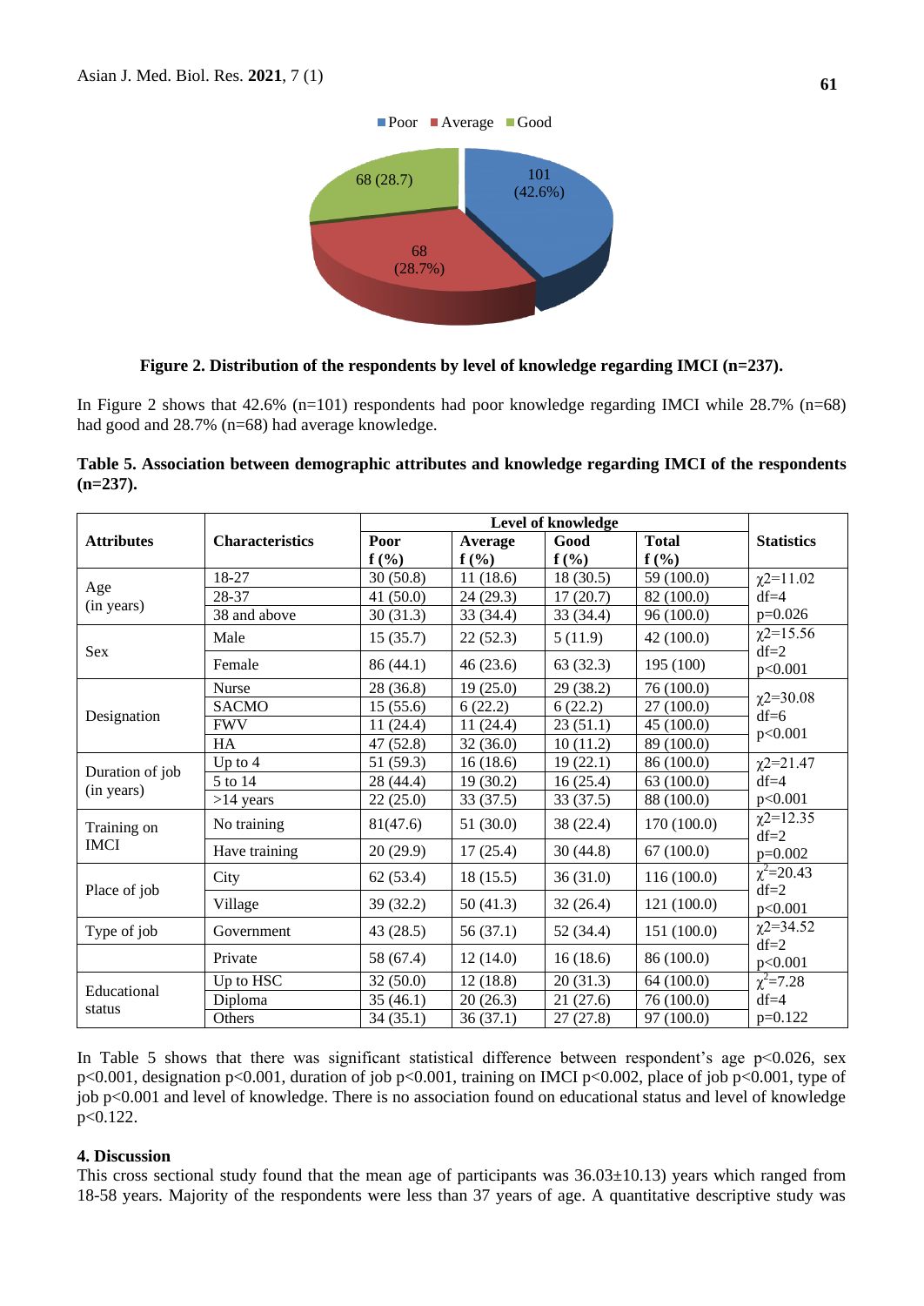Figure 2. Distribution of the respondents by level of knowledge regarding IMCI (n=237).

In Figure 2 shows that 42.6% (n=101) respondents had poor knowledge regarding IMCI while 28.7% (n=68) had good and 28.7% (n=68) had average knowledge.

**Table 5. Association between demographic attributes and knowledge regarding IMCI of the respondents (n=237).**

| Attributes | Characteristics | Level of knowledge | | | | Statistics |
|---|---|---|---|---|---|---|
| | | Poor f (%) | Average f (%) | Good f (%) | Total f (%) | |
| Age (in years) | 18-27 | 30 (50.8) | 11 (18.6) | 18 (30.5) | 59 (100.0) | $\chi^2$=11.02 df=4 p=0.026 |
| | 28-37 | 41 (50.0) | 24 (29.3) | 17 (20.7) | 82 (100.0) | |
| | 38 and above | 30 (31.3) | 33 (34.4) | 33 (34.4) | 96 (100.0) | |
| Sex | Male | 15 (35.7) | 22 (52.3) | 5 (11.9) | 42 (100.0) | $\chi^2$=15.56 df=2 p<0.001 |
| | Female | 86 (44.1) | 46 (23.6) | 63 (32.3) | 195 (100) | |
| Designation | Nurse | 28 (36.8) | 19 (25.0) | 29 (38.2) | 76 (100.0) | $\chi^2$=30.08 df=6 p<0.001 |
| | SACMO | 15 (55.6) | 6 (22.2) | 6 (22.2) | 27 (100.0) | |
| | FWV | 11 (24.4) | 11 (24.4) | 23 (51.1) | 45 (100.0) | |
| | HA | 47 (52.8) | 32 (36.0) | 10 (11.2) | 89 (100.0) | |
| Duration of job (in years) | Up to 4 | 51 (59.3) | 16 (18.6) | 19 (22.1) | 86 (100.0) | $\chi^2$=21.47 df=4 p<0.001 |
| | 5 to 14 | 28 (44.4) | 19 (30.2) | 16 (25.4) | 63 (100.0) | |
| | >14 years | 22 (25.0) | 33 (37.5) | 33 (37.5) | 88 (100.0) | |
| Training on IMCI | No training | 81(47.6) | 51 (30.0) | 38 (22.4) | 170 (100.0) | $\chi^2$=12.35 df=2 p=0.002 |
| | Have training | 20 (29.9) | 17 (25.4) | 30 (44.8) | 67 (100.0) | |
| Place of job | City | 62 (53.4) | 18 (15.5) | 36 (31.0) | 116 (100.0) | $\chi^2$=20.43 df=2 p<0.001 |
| | Village | 39 (32.2) | 50 (41.3) | 32 (26.4) | 121 (100.0) | |
| Type of job | Government | 43 (28.5) | 56 (37.1) | 52 (34.4) | 151 (100.0) | $\chi^2$=34.52 df=2 p<0.001 |
| | Private | 58 (67.4) | 12 (14.0) | 16 (18.6) | 86 (100.0) | |
| Educational status | Up to HSC | 32 (50.0) | 12 (18.8) | 20 (31.3) | 64 (100.0) | $\chi^2$=7.28 df=4 p=0.122 |
| | Diploma | 35 (46.1) | 20 (26.3) | 21 (27.6) | 76 (100.0) | |
| | Others | 34 (35.1) | 36 (37.1) | 27 (27.8) | 97 (100.0) | |

In Table 5 shows that there was significant statistical difference between respondent's age p<0.026, sex p<0.001, designation p<0.001, duration of job p<0.001, training on IMCI p<0.002, place of job p<0.001, type of job p<0.001 and level of knowledge. There is no association found on educational status and level of knowledge p<0.122.

## 4. Discussion

This cross sectional study found that the mean age of participants was 36.03±10.13) years which ranged from 18-58 years. Majority of the respondents were less than 37 years of age. A quantitative descriptive study was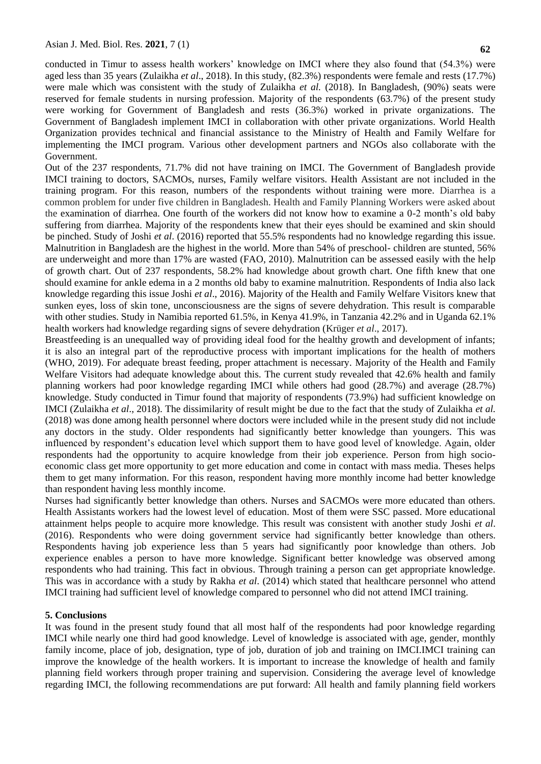conducted in Timur to assess health workers' knowledge on IMCI where they also found that (54.3%) were aged less than 35 years (Zulaikha *et al*., 2018). In this study, (82.3%) respondents were female and rests (17.7%) were male which was consistent with the study of Zulaikha *et al.* (2018). In Bangladesh, (90%) seats were reserved for female students in nursing profession. Majority of the respondents (63.7%) of the present study were working for Government of Bangladesh and rests (36.3%) worked in private organizations. The Government of Bangladesh implement IMCI in collaboration with other private organizations. World Health Organization provides technical and financial assistance to the Ministry of Health and Family Welfare for implementing the IMCI program. Various other development partners and NGOs also collaborate with the Government.

Out of the 237 respondents, 71.7% did not have training on IMCI. The Government of Bangladesh provide IMCI training to doctors, SACMOs, nurses, Family welfare visitors. Health Assistant are not included in the training program. For this reason, numbers of the respondents without training were more. Diarrhea is a common problem for under five children in Bangladesh. Health and Family Planning Workers were asked about the examination of diarrhea. One fourth of the workers did not know how to examine a 0-2 month's old baby suffering from diarrhea. Majority of the respondents knew that their eyes should be examined and skin should be pinched. Study of Joshi *et al*. (2016) reported that 55.5% respondents had no knowledge regarding this issue. Malnutrition in Bangladesh are the highest in the world. More than 54% of preschool- children are stunted, 56% are underweight and more than 17% are wasted (FAO, 2010). Malnutrition can be assessed easily with the help of growth chart. Out of 237 respondents, 58.2% had knowledge about growth chart. One fifth knew that one should examine for ankle edema in a 2 months old baby to examine malnutrition. Respondents of India also lack knowledge regarding this issue Joshi *et al*., 2016). Majority of the Health and Family Welfare Visitors knew that sunken eyes, loss of skin tone, unconsciousness are the signs of severe dehydration. This result is comparable with other studies. Study in Namibia reported 61.5%, in Kenya 41.9%, in Tanzania 42.2% and in Uganda 62.1% health workers had knowledge regarding signs of severe dehydration (Krüger *et al*., 2017).

Breastfeeding is an unequalled way of providing ideal food for the healthy growth and development of infants; it is also an integral part of the reproductive process with important implications for the health of mothers (WHO, 2019). For adequate breast feeding, proper attachment is necessary. Majority of the Health and Family Welfare Visitors had adequate knowledge about this. The current study revealed that 42.6% health and family planning workers had poor knowledge regarding IMCI while others had good (28.7%) and average (28.7%) knowledge. Study conducted in Timur found that majority of respondents (73.9%) had sufficient knowledge on IMCI (Zulaikha *et al*., 2018). The dissimilarity of result might be due to the fact that the study of Zulaikha *et al.* (2018) was done among health personnel where doctors were included while in the present study did not include any doctors in the study. Older respondents had significantly better knowledge than youngers. This was influenced by respondent's education level which support them to have good level of knowledge. Again, older respondents had the opportunity to acquire knowledge from their job experience. Person from high socio-economic class get more opportunity to get more education and come in contact with mass media. Theses helps them to get many information. For this reason, respondent having more monthly income had better knowledge than respondent having less monthly income.

Nurses had significantly better knowledge than others. Nurses and SACMOs were more educated than others. Health Assistants workers had the lowest level of education. Most of them were SSC passed. More educational attainment helps people to acquire more knowledge. This result was consistent with another study Joshi *et al*. (2016). Respondents who were doing government service had significantly better knowledge than others. Respondents having job experience less than 5 years had significantly poor knowledge than others. Job experience enables a person to have more knowledge. Significant better knowledge was observed among respondents who had training. This fact in obvious. Through training a person can get appropriate knowledge. This was in accordance with a study by Rakha *et al*. (2014) which stated that healthcare personnel who attend IMCI training had sufficient level of knowledge compared to personnel who did not attend IMCI training.

## 5. Conclusions

It was found in the present study found that all most half of the respondents had poor knowledge regarding IMCI while nearly one third had good knowledge. Level of knowledge is associated with age, gender, monthly family income, place of job, designation, type of job, duration of job and training on IMCI.IMCI training can improve the knowledge of the health workers. It is important to increase the knowledge of health and family planning field workers through proper training and supervision. Considering the average level of knowledge regarding IMCI, the following recommendations are put forward: All health and family planning field workers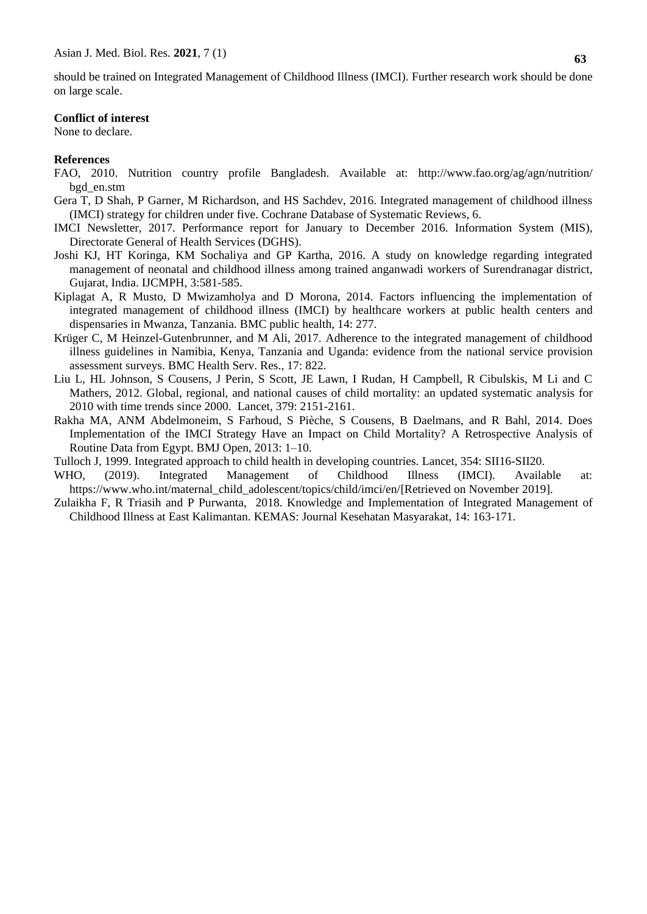should be trained on Integrated Management of Childhood Illness (IMCI). Further research work should be done on large scale.

**Conflict of interest**

None to declare.

**References**

FAO, 2010. Nutrition country profile Bangladesh. Available at: http://www.fao.org/ag/agn/nutrition/bgd_en.stm

Gera T, D Shah, P Garner, M Richardson, and HS Sachdev, 2016. Integrated management of childhood illness (IMCI) strategy for children under five. Cochrane Database of Systematic Reviews, 6.

IMCI Newsletter, 2017. Performance report for January to December 2016. Information System (MIS), Directorate General of Health Services (DGHS).

Joshi KJ, HT Koringa, KM Sochaliya and GP Kartha, 2016. A study on knowledge regarding integrated management of neonatal and childhood illness among trained anganwadi workers of Surendranagar district, Gujarat, India. IJCMPH, 3:581-585.

Kiplagat A, R Musto, D Mwizamholya and D Morona, 2014. Factors influencing the implementation of integrated management of childhood illness (IMCI) by healthcare workers at public health centers and dispensaries in Mwanza, Tanzania. BMC public health, 14: 277.

Krüger C, M Heinzel-Gutenbrunner, and M Ali, 2017. Adherence to the integrated management of childhood illness guidelines in Namibia, Kenya, Tanzania and Uganda: evidence from the national service provision assessment surveys. BMC Health Serv. Res., 17: 822.

Liu L, HL Johnson, S Cousens, J Perin, S Scott, JE Lawn, I Rudan, H Campbell, R Cibulskis, M Li and C Mathers, 2012. Global, regional, and national causes of child mortality: an updated systematic analysis for 2010 with time trends since 2000. Lancet, 379: 2151-2161.

Rakha MA, ANM Abdelmoneim, S Farhoud, S Pièche, S Cousens, B Daelmans, and R Bahl, 2014. Does Implementation of the IMCI Strategy Have an Impact on Child Mortality? A Retrospective Analysis of Routine Data from Egypt. BMJ Open, 2013: 1–10.

Tulloch J, 1999. Integrated approach to child health in developing countries. Lancet, 354: SII16-SII20.

WHO, (2019). Integrated Management of Childhood Illness (IMCI). Available at: https://www.who.int/maternal_child_adolescent/topics/child/imci/en/[Retrieved on November 2019].

Zulaikha F, R Triasih and P Purwanta, 2018. Knowledge and Implementation of Integrated Management of Childhood Illness at East Kalimantan. KEMAS: Journal Kesehatan Masyarakat, 14: 163-171.